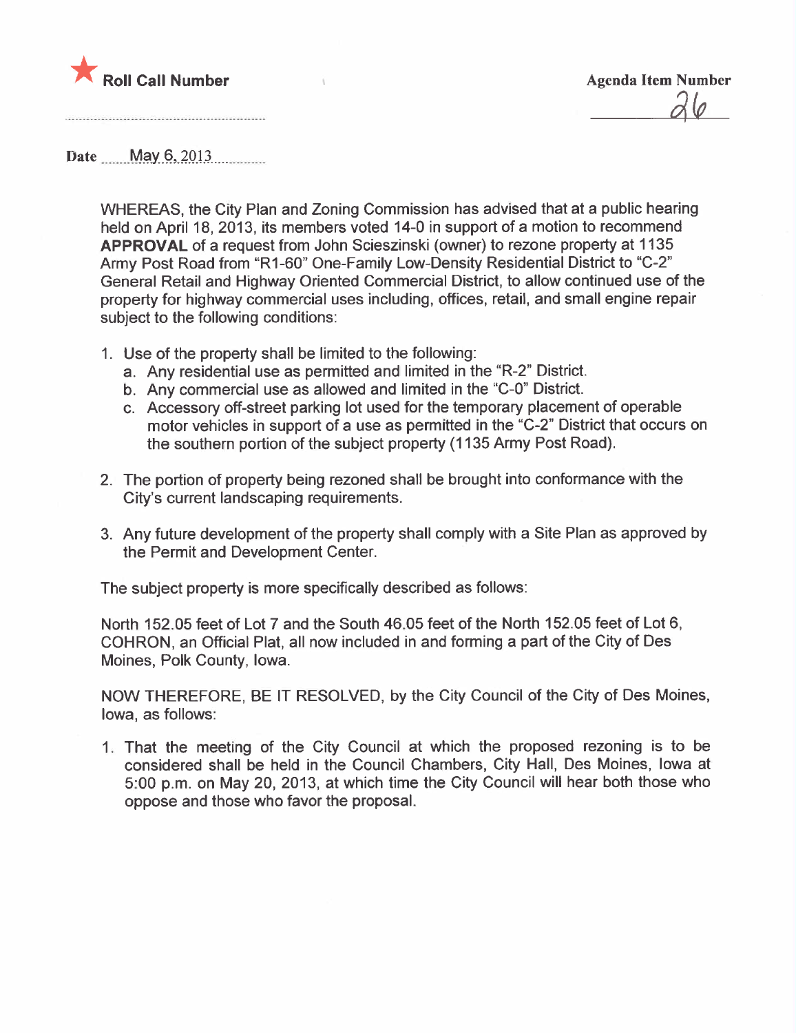★ **Roll Call Number**

**Agenda Item Number**

26

**Date** May 6, 2013

WHEREAS, the City Plan and Zoning Commission has advised that at a public hearing held on April 18, 2013, its members voted 14-0 in support of a motion to recommend **APPROVAL** of a request from John Scieszinski (owner) to rezone property at 1135 Army Post Road from "R1-60" One-Family Low-Density Residential District to "C-2" General Retail and Highway Oriented Commercial District, to allow continued use of the property for highway commercial uses including, offices, retail, and small engine repair subject to the following conditions:

1. Use of the property shall be limited to the following:
   a. Any residential use as permitted and limited in the "R-2" District.
   b. Any commercial use as allowed and limited in the "C-0" District.
   c. Accessory off-street parking lot used for the temporary placement of operable motor vehicles in support of a use as permitted in the "C-2" District that occurs on the southern portion of the subject property (1135 Army Post Road).

2. The portion of property being rezoned shall be brought into conformance with the City's current landscaping requirements.

3. Any future development of the property shall comply with a Site Plan as approved by the Permit and Development Center.

The subject property is more specifically described as follows:

North 152.05 feet of Lot 7 and the South 46.05 feet of the North 152.05 feet of Lot 6, COHRON, an Official Plat, all now included in and forming a part of the City of Des Moines, Polk County, Iowa.

NOW THEREFORE, BE IT RESOLVED, by the City Council of the City of Des Moines, Iowa, as follows:

1. That the meeting of the City Council at which the proposed rezoning is to be considered shall be held in the Council Chambers, City Hall, Des Moines, Iowa at 5:00 p.m. on May 20, 2013, at which time the City Council will hear both those who oppose and those who favor the proposal.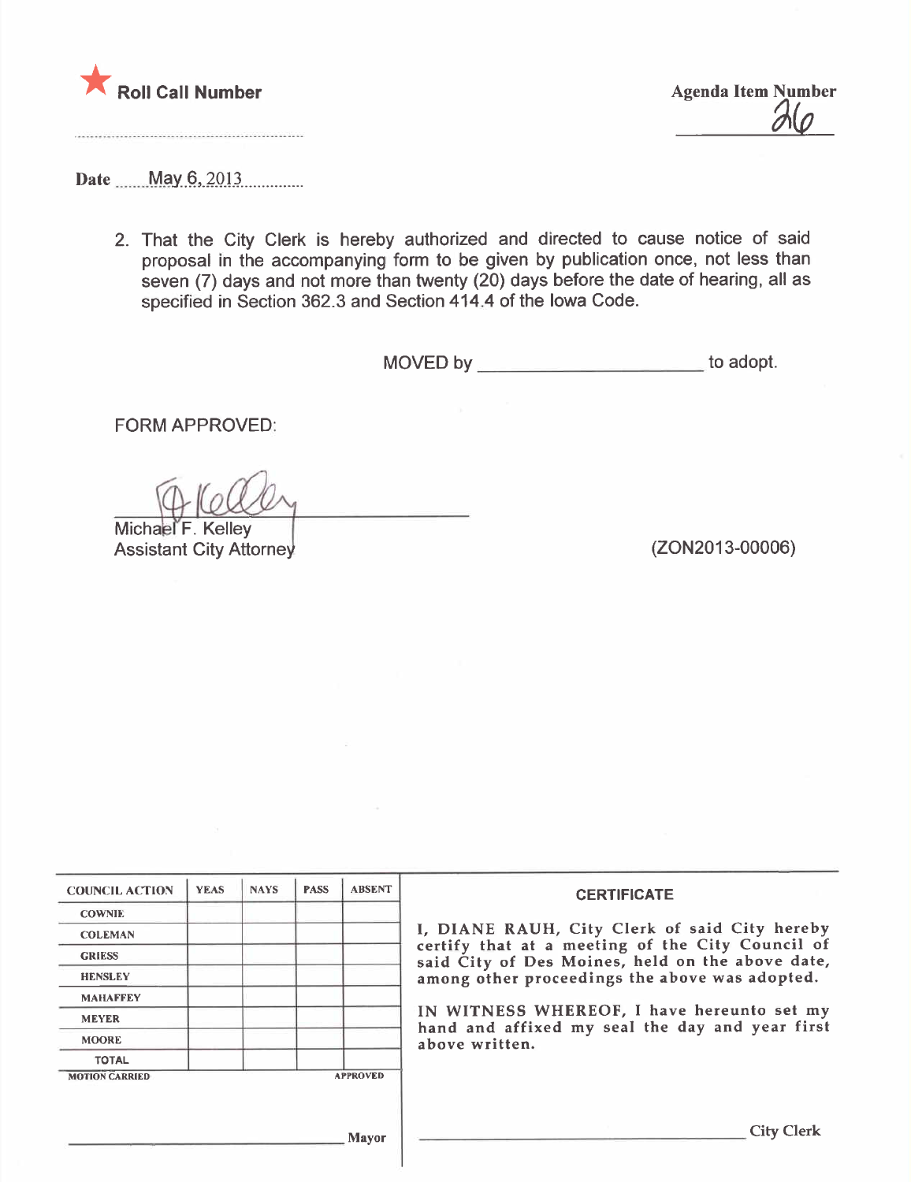★ **Roll Call Number**

**Agenda Item Number**
26

**Date** May 6, 2013

2. That the City Clerk is hereby authorized and directed to cause notice of said proposal in the accompanying form to be given by publication once, not less than seven (7) days and not more than twenty (20) days before the date of hearing, all as specified in Section 362.3 and Section 414.4 of the Iowa Code.

MOVED by ______________________ to adopt.

FORM APPROVED:

Michael F. Kelley
Assistant City Attorney

(ZON2013-00006)

| COUNCIL ACTION | YEAS | NAYS | PASS | ABSENT |
|---|---|---|---|---|
| COWNIE | | | | |
| COLEMAN | | | | |
| GRIESS | | | | |
| HENSLEY | | | | |
| MAHAFFEY | | | | |
| MEYER | | | | |
| MOORE | | | | |
| TOTAL | | | | |

MOTION CARRIED APPROVED

______________________ Mayor

**CERTIFICATE**

I, DIANE RAUH, City Clerk of said City hereby certify that at a meeting of the City Council of said City of Des Moines, held on the above date, among other proceedings the above was adopted.

IN WITNESS WHEREOF, I have hereunto set my hand and affixed my seal the day and year first above written.

______________________ City Clerk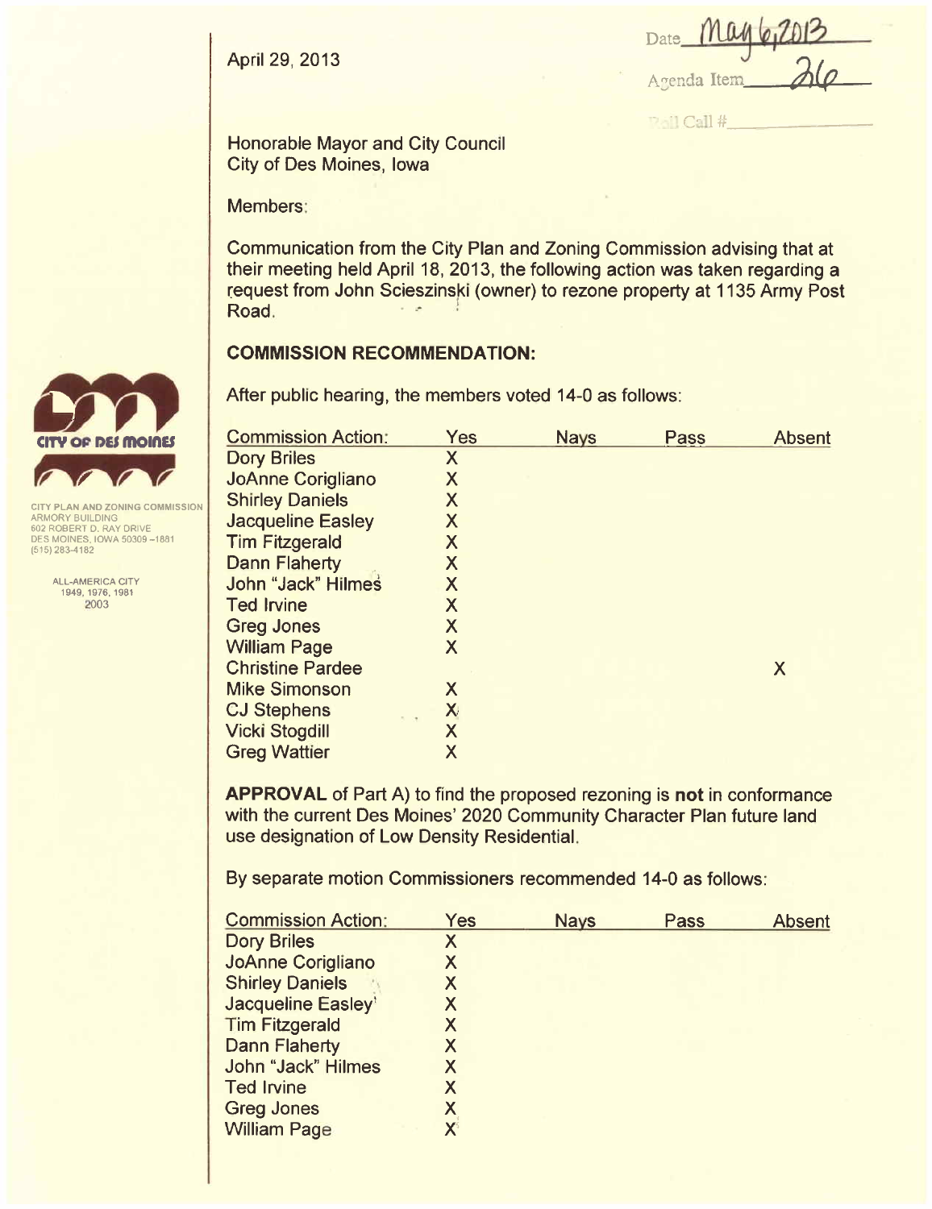April 29, 2013

Date May 6, 2013

Agenda Item 26

Roll Call #\_\_\_\_\_\_\_\_\_\_

CITY PLAN AND ZONING COMMISSION
ARMORY BUILDING
602 ROBERT D. RAY DRIVE
DES MOINES, IOWA 50309-1881
(515) 283-4182

ALL-AMERICA CITY
1949, 1976, 1981
2003

Honorable Mayor and City Council
City of Des Moines, Iowa

Members:

Communication from the City Plan and Zoning Commission advising that at their meeting held April 18, 2013, the following action was taken regarding a request from John Scieszinski (owner) to rezone property at 1135 Army Post Road.

**COMMISSION RECOMMENDATION:**

After public hearing, the members voted 14-0 as follows:

| Commission Action: | Yes | Nays | Pass | Absent |
|---|---|---|---|---|
| Dory Briles | X | | | |
| JoAnne Corigliano | X | | | |
| Shirley Daniels | X | | | |
| Jacqueline Easley | X | | | |
| Tim Fitzgerald | X | | | |
| Dann Flaherty | X | | | |
| John "Jack" Hilmes | X | | | |
| Ted Irvine | X | | | |
| Greg Jones | X | | | |
| William Page | X | | | |
| Christine Pardee | | | | X |
| Mike Simonson | X | | | |
| CJ Stephens | X | | | |
| Vicki Stogdill | X | | | |
| Greg Wattier | X | | | |

**APPROVAL** of Part A) to find the proposed rezoning is **not** in conformance with the current Des Moines' 2020 Community Character Plan future land use designation of Low Density Residential.

By separate motion Commissioners recommended 14-0 as follows:

| Commission Action: | Yes | Nays | Pass | Absent |
|---|---|---|---|---|
| Dory Briles | X | | | |
| JoAnne Corigliano | X | | | |
| Shirley Daniels | X | | | |
| Jacqueline Easley | X | | | |
| Tim Fitzgerald | X | | | |
| Dann Flaherty | X | | | |
| John "Jack" Hilmes | X | | | |
| Ted Irvine | X | | | |
| Greg Jones | X | | | |
| William Page | X | | | |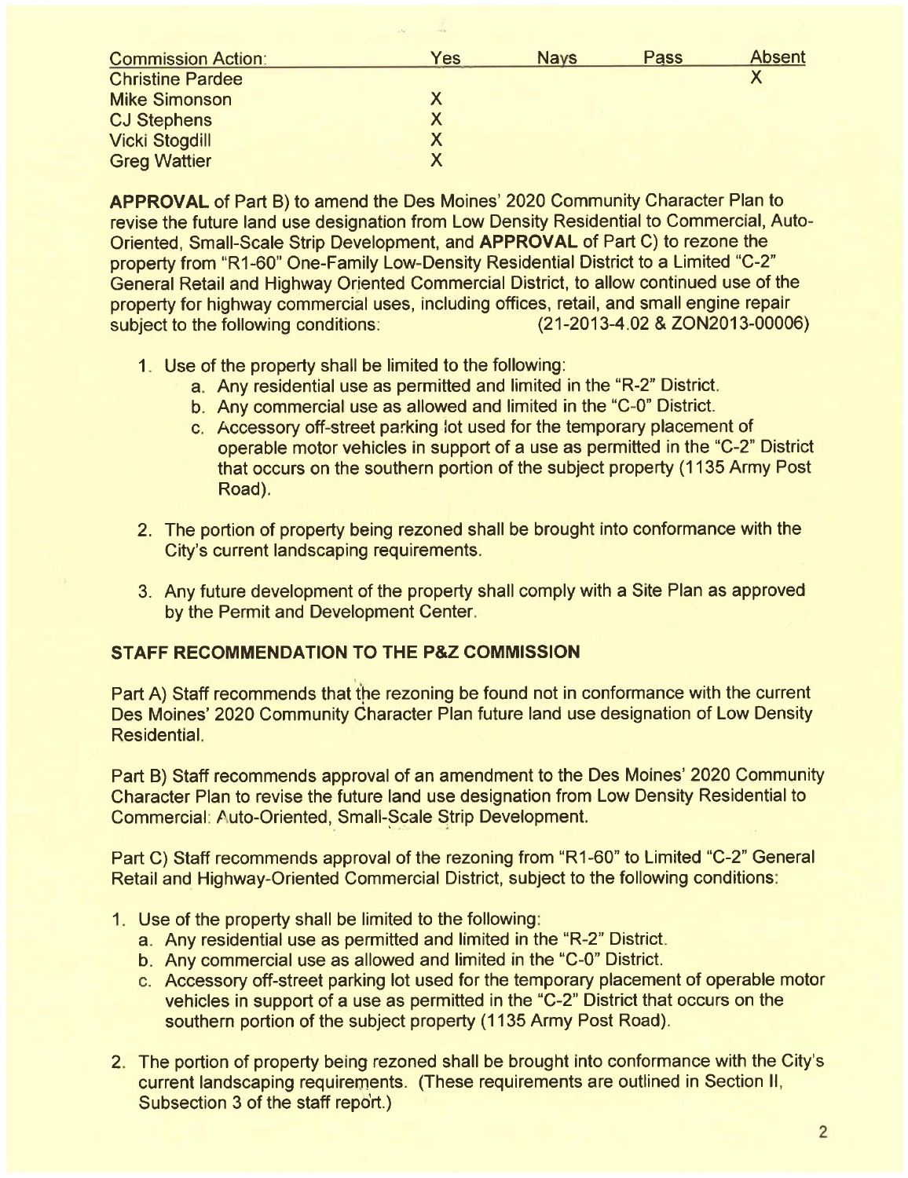| Commission Action: | Yes | Nays | Pass | Absent |
|---|---|---|---|---|
| Christine Pardee | | | | X |
| Mike Simonson | X | | | |
| CJ Stephens | X | | | |
| Vicki Stogdill | X | | | |
| Greg Wattier | X | | | |

**APPROVAL** of Part B) to amend the Des Moines' 2020 Community Character Plan to revise the future land use designation from Low Density Residential to Commercial, Auto-Oriented, Small-Scale Strip Development, and **APPROVAL** of Part C) to rezone the property from "R1-60" One-Family Low-Density Residential District to a Limited "C-2" General Retail and Highway Oriented Commercial District, to allow continued use of the property for highway commercial uses, including offices, retail, and small engine repair subject to the following conditions: (21-2013-4.02 & ZON2013-00006)

1. Use of the property shall be limited to the following:
   a. Any residential use as permitted and limited in the "R-2" District.
   b. Any commercial use as allowed and limited in the "C-0" District.
   c. Accessory off-street parking lot used for the temporary placement of operable motor vehicles in support of a use as permitted in the "C-2" District that occurs on the southern portion of the subject property (1135 Army Post Road).

2. The portion of property being rezoned shall be brought into conformance with the City's current landscaping requirements.

3. Any future development of the property shall comply with a Site Plan as approved by the Permit and Development Center.

## STAFF RECOMMENDATION TO THE P&Z COMMISSION

Part A) Staff recommends that the rezoning be found not in conformance with the current Des Moines' 2020 Community Character Plan future land use designation of Low Density Residential.

Part B) Staff recommends approval of an amendment to the Des Moines' 2020 Community Character Plan to revise the future land use designation from Low Density Residential to Commercial: Auto-Oriented, Small-Scale Strip Development.

Part C) Staff recommends approval of the rezoning from "R1-60" to Limited "C-2" General Retail and Highway-Oriented Commercial District, subject to the following conditions:

1. Use of the property shall be limited to the following:
   a. Any residential use as permitted and limited in the "R-2" District.
   b. Any commercial use as allowed and limited in the "C-0" District.
   c. Accessory off-street parking lot used for the temporary placement of operable motor vehicles in support of a use as permitted in the "C-2" District that occurs on the southern portion of the subject property (1135 Army Post Road).

2. The portion of property being rezoned shall be brought into conformance with the City's current landscaping requirements. (These requirements are outlined in Section II, Subsection 3 of the staff report.)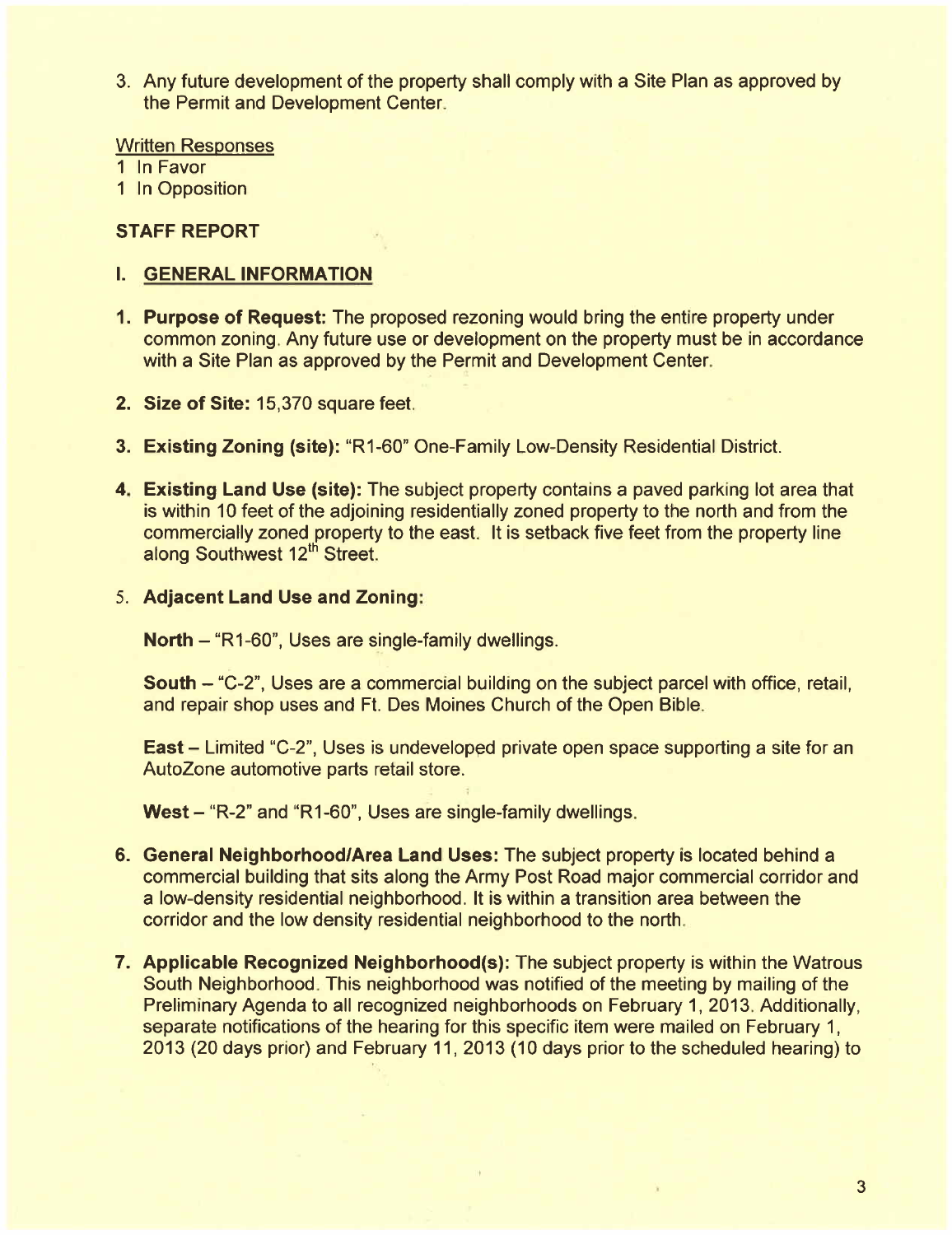3. Any future development of the property shall comply with a Site Plan as approved by the Permit and Development Center.

Written Responses
1 In Favor
1 In Opposition

**STAFF REPORT**

## I. GENERAL INFORMATION

1. **Purpose of Request:** The proposed rezoning would bring the entire property under common zoning. Any future use or development on the property must be in accordance with a Site Plan as approved by the Permit and Development Center.

2. **Size of Site:** 15,370 square feet.

3. **Existing Zoning (site):** "R1-60" One-Family Low-Density Residential District.

4. **Existing Land Use (site):** The subject property contains a paved parking lot area that is within 10 feet of the adjoining residentially zoned property to the north and from the commercially zoned property to the east. It is setback five feet from the property line along Southwest 12th Street.

5. **Adjacent Land Use and Zoning:**

   **North** – "R1-60", Uses are single-family dwellings.

   **South** – "C-2", Uses are a commercial building on the subject parcel with office, retail, and repair shop uses and Ft. Des Moines Church of the Open Bible.

   **East** – Limited "C-2", Uses is undeveloped private open space supporting a site for an AutoZone automotive parts retail store.

   **West** – "R-2" and "R1-60", Uses are single-family dwellings.

6. **General Neighborhood/Area Land Uses:** The subject property is located behind a commercial building that sits along the Army Post Road major commercial corridor and a low-density residential neighborhood. It is within a transition area between the corridor and the low density residential neighborhood to the north.

7. **Applicable Recognized Neighborhood(s):** The subject property is within the Watrous South Neighborhood. This neighborhood was notified of the meeting by mailing of the Preliminary Agenda to all recognized neighborhoods on February 1, 2013. Additionally, separate notifications of the hearing for this specific item were mailed on February 1, 2013 (20 days prior) and February 11, 2013 (10 days prior to the scheduled hearing) to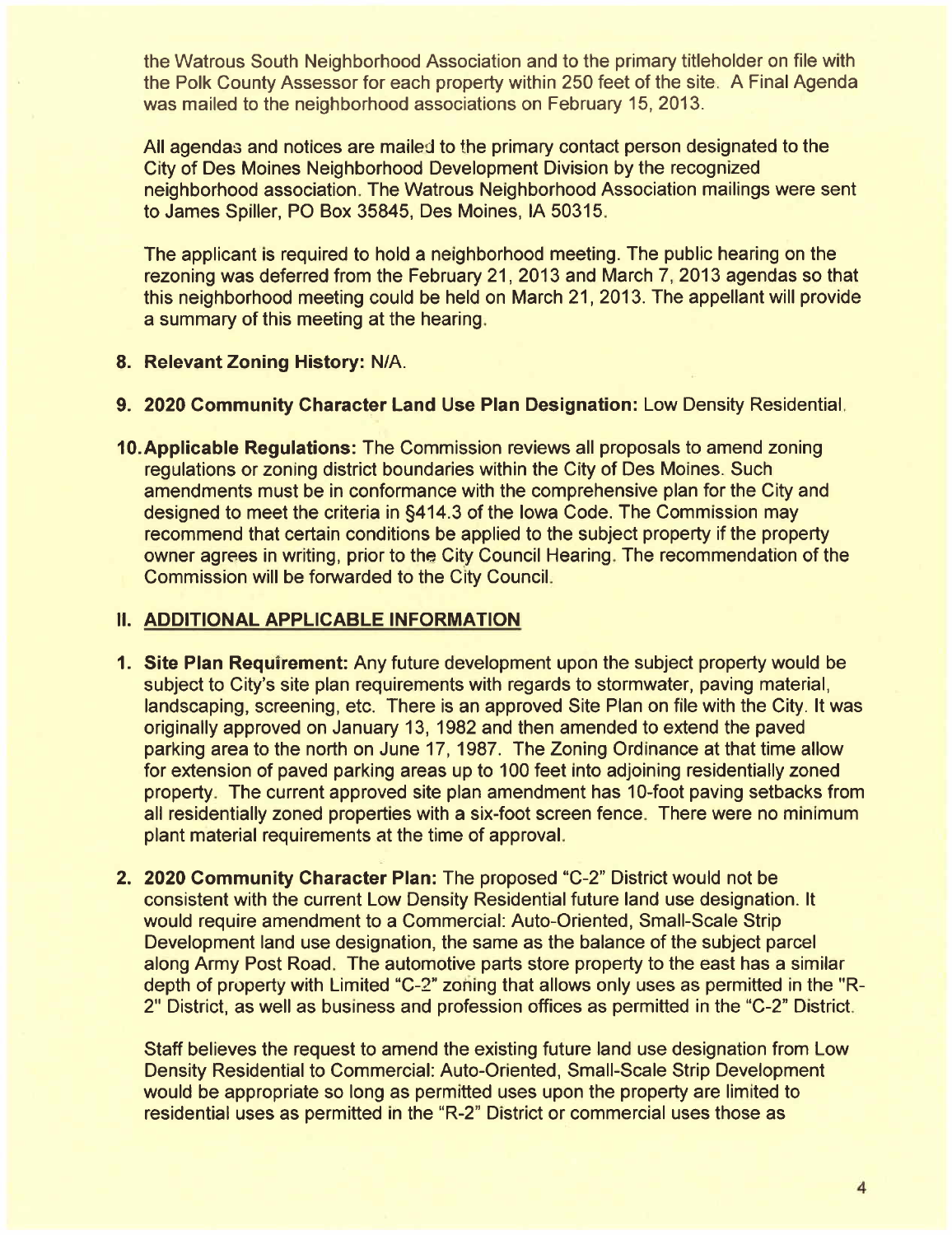the Watrous South Neighborhood Association and to the primary titleholder on file with the Polk County Assessor for each property within 250 feet of the site. A Final Agenda was mailed to the neighborhood associations on February 15, 2013.

All agendas and notices are mailed to the primary contact person designated to the City of Des Moines Neighborhood Development Division by the recognized neighborhood association. The Watrous Neighborhood Association mailings were sent to James Spiller, PO Box 35845, Des Moines, IA 50315.

The applicant is required to hold a neighborhood meeting. The public hearing on the rezoning was deferred from the February 21, 2013 and March 7, 2013 agendas so that this neighborhood meeting could be held on March 21, 2013. The appellant will provide a summary of this meeting at the hearing.

8. **Relevant Zoning History:** N/A.

9. **2020 Community Character Land Use Plan Designation:** Low Density Residential.

10. **Applicable Regulations:** The Commission reviews all proposals to amend zoning regulations or zoning district boundaries within the City of Des Moines. Such amendments must be in conformance with the comprehensive plan for the City and designed to meet the criteria in §414.3 of the Iowa Code. The Commission may recommend that certain conditions be applied to the subject property if the property owner agrees in writing, prior to the City Council Hearing. The recommendation of the Commission will be forwarded to the City Council.

## II. ADDITIONAL APPLICABLE INFORMATION

1. **Site Plan Requirement:** Any future development upon the subject property would be subject to City's site plan requirements with regards to stormwater, paving material, landscaping, screening, etc. There is an approved Site Plan on file with the City. It was originally approved on January 13, 1982 and then amended to extend the paved parking area to the north on June 17, 1987. The Zoning Ordinance at that time allow for extension of paved parking areas up to 100 feet into adjoining residentially zoned property. The current approved site plan amendment has 10-foot paving setbacks from all residentially zoned properties with a six-foot screen fence. There were no minimum plant material requirements at the time of approval.

2. **2020 Community Character Plan:** The proposed "C-2" District would not be consistent with the current Low Density Residential future land use designation. It would require amendment to a Commercial: Auto-Oriented, Small-Scale Strip Development land use designation, the same as the balance of the subject parcel along Army Post Road. The automotive parts store property to the east has a similar depth of property with Limited "C-2" zoning that allows only uses as permitted in the "R-2" District, as well as business and profession offices as permitted in the "C-2" District.

   Staff believes the request to amend the existing future land use designation from Low Density Residential to Commercial: Auto-Oriented, Small-Scale Strip Development would be appropriate so long as permitted uses upon the property are limited to residential uses as permitted in the "R-2" District or commercial uses those as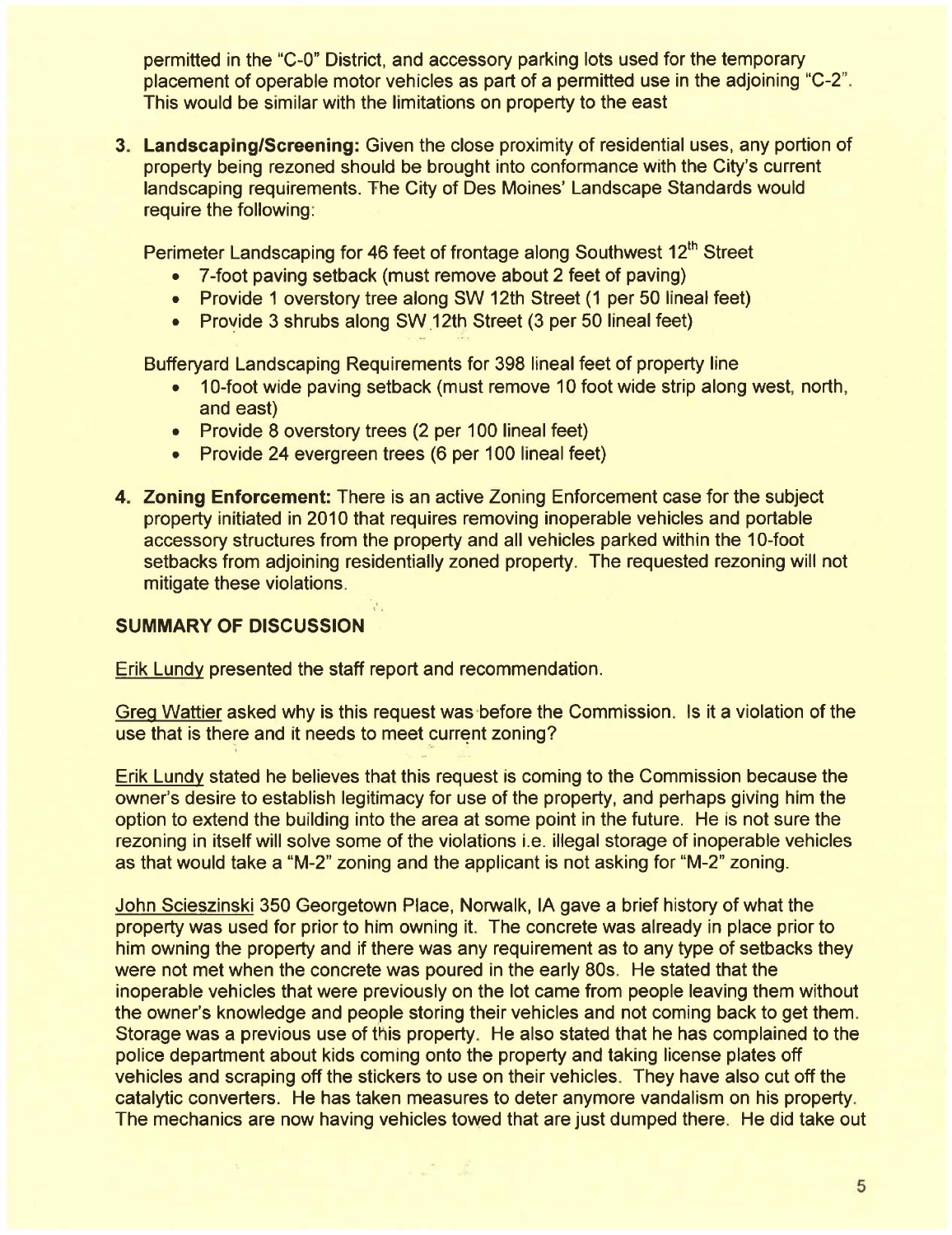permitted in the "C-0" District, and accessory parking lots used for the temporary placement of operable motor vehicles as part of a permitted use in the adjoining "C-2". This would be similar with the limitations on property to the east

3. **Landscaping/Screening:** Given the close proximity of residential uses, any portion of property being rezoned should be brought into conformance with the City's current landscaping requirements. The City of Des Moines' Landscape Standards would require the following:

   Perimeter Landscaping for 46 feet of frontage along Southwest 12th Street
   - 7-foot paving setback (must remove about 2 feet of paving)
   - Provide 1 overstory tree along SW 12th Street (1 per 50 lineal feet)
   - Provide 3 shrubs along SW 12th Street (3 per 50 lineal feet)

   Bufferyard Landscaping Requirements for 398 lineal feet of property line
   - 10-foot wide paving setback (must remove 10 foot wide strip along west, north, and east)
   - Provide 8 overstory trees (2 per 100 lineal feet)
   - Provide 24 evergreen trees (6 per 100 lineal feet)

4. **Zoning Enforcement:** There is an active Zoning Enforcement case for the subject property initiated in 2010 that requires removing inoperable vehicles and portable accessory structures from the property and all vehicles parked within the 10-foot setbacks from adjoining residentially zoned property. The requested rezoning will not mitigate these violations.

## SUMMARY OF DISCUSSION

Erik Lundy presented the staff report and recommendation.

Greg Wattier asked why is this request was before the Commission. Is it a violation of the use that is there and it needs to meet current zoning?

Erik Lundy stated he believes that this request is coming to the Commission because the owner's desire to establish legitimacy for use of the property, and perhaps giving him the option to extend the building into the area at some point in the future. He is not sure the rezoning in itself will solve some of the violations i.e. illegal storage of inoperable vehicles as that would take a "M-2" zoning and the applicant is not asking for "M-2" zoning.

John Scieszinski 350 Georgetown Place, Norwalk, IA gave a brief history of what the property was used for prior to him owning it. The concrete was already in place prior to him owning the property and if there was any requirement as to any type of setbacks they were not met when the concrete was poured in the early 80s. He stated that the inoperable vehicles that were previously on the lot came from people leaving them without the owner's knowledge and people storing their vehicles and not coming back to get them. Storage was a previous use of this property. He also stated that he has complained to the police department about kids coming onto the property and taking license plates off vehicles and scraping off the stickers to use on their vehicles. They have also cut off the catalytic converters. He has taken measures to deter anymore vandalism on his property. The mechanics are now having vehicles towed that are just dumped there. He did take out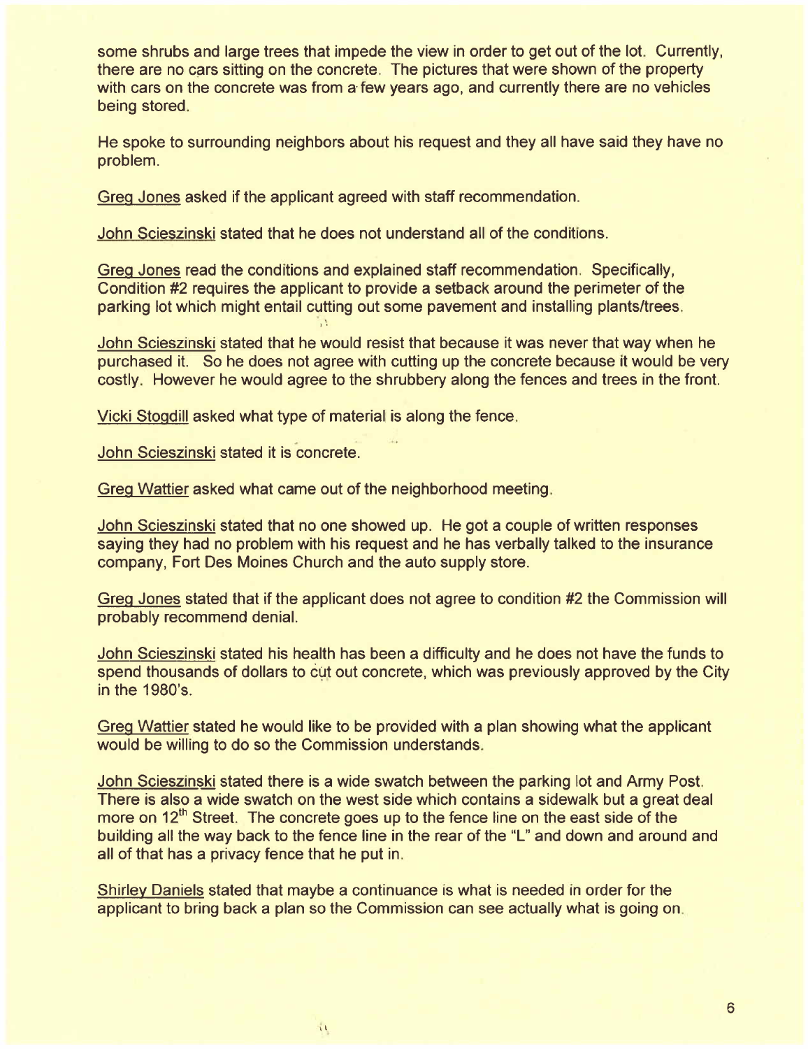some shrubs and large trees that impede the view in order to get out of the lot. Currently, there are no cars sitting on the concrete. The pictures that were shown of the property with cars on the concrete was from a few years ago, and currently there are no vehicles being stored.

He spoke to surrounding neighbors about his request and they all have said they have no problem.

Greg Jones asked if the applicant agreed with staff recommendation.

John Scieszinski stated that he does not understand all of the conditions.

Greg Jones read the conditions and explained staff recommendation. Specifically, Condition #2 requires the applicant to provide a setback around the perimeter of the parking lot which might entail cutting out some pavement and installing plants/trees.

John Scieszinski stated that he would resist that because it was never that way when he purchased it. So he does not agree with cutting up the concrete because it would be very costly. However he would agree to the shrubbery along the fences and trees in the front.

Vicki Stogdill asked what type of material is along the fence.

John Scieszinski stated it is concrete.

Greg Wattier asked what came out of the neighborhood meeting.

John Scieszinski stated that no one showed up. He got a couple of written responses saying they had no problem with his request and he has verbally talked to the insurance company, Fort Des Moines Church and the auto supply store.

Greg Jones stated that if the applicant does not agree to condition #2 the Commission will probably recommend denial.

John Scieszinski stated his health has been a difficulty and he does not have the funds to spend thousands of dollars to cut out concrete, which was previously approved by the City in the 1980's.

Greg Wattier stated he would like to be provided with a plan showing what the applicant would be willing to do so the Commission understands.

John Scieszinski stated there is a wide swatch between the parking lot and Army Post. There is also a wide swatch on the west side which contains a sidewalk but a great deal more on 12th Street. The concrete goes up to the fence line on the east side of the building all the way back to the fence line in the rear of the "L" and down and around and all of that has a privacy fence that he put in.

Shirley Daniels stated that maybe a continuance is what is needed in order for the applicant to bring back a plan so the Commission can see actually what is going on.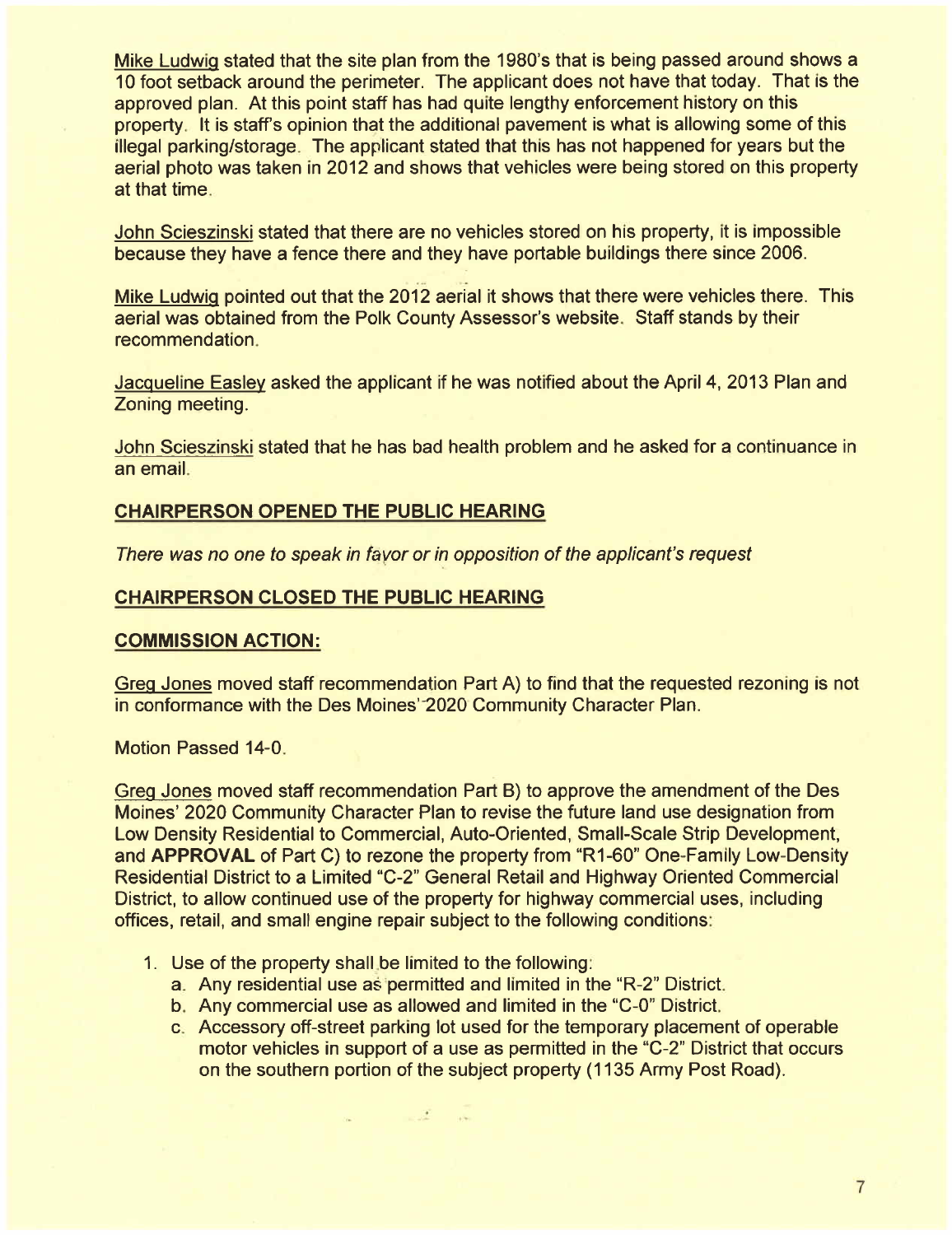Mike Ludwig stated that the site plan from the 1980's that is being passed around shows a 10 foot setback around the perimeter. The applicant does not have that today. That is the approved plan. At this point staff has had quite lengthy enforcement history on this property. It is staff's opinion that the additional pavement is what is allowing some of this illegal parking/storage. The applicant stated that this has not happened for years but the aerial photo was taken in 2012 and shows that vehicles were being stored on this property at that time.

John Scieszinski stated that there are no vehicles stored on his property, it is impossible because they have a fence there and they have portable buildings there since 2006.

Mike Ludwig pointed out that the 2012 aerial it shows that there were vehicles there. This aerial was obtained from the Polk County Assessor's website. Staff stands by their recommendation.

Jacqueline Easley asked the applicant if he was notified about the April 4, 2013 Plan and Zoning meeting.

John Scieszinski stated that he has bad health problem and he asked for a continuance in an email.

**CHAIRPERSON OPENED THE PUBLIC HEARING**

*There was no one to speak in favor or in opposition of the applicant's request*

**CHAIRPERSON CLOSED THE PUBLIC HEARING**

**COMMISSION ACTION:**

Greg Jones moved staff recommendation Part A) to find that the requested rezoning is not in conformance with the Des Moines' 2020 Community Character Plan.

Motion Passed 14-0.

Greg Jones moved staff recommendation Part B) to approve the amendment of the Des Moines' 2020 Community Character Plan to revise the future land use designation from Low Density Residential to Commercial, Auto-Oriented, Small-Scale Strip Development, and **APPROVAL** of Part C) to rezone the property from "R1-60" One-Family Low-Density Residential District to a Limited "C-2" General Retail and Highway Oriented Commercial District, to allow continued use of the property for highway commercial uses, including offices, retail, and small engine repair subject to the following conditions:

1. Use of the property shall be limited to the following:
   a. Any residential use as permitted and limited in the "R-2" District.
   b. Any commercial use as allowed and limited in the "C-0" District.
   c. Accessory off-street parking lot used for the temporary placement of operable motor vehicles in support of a use as permitted in the "C-2" District that occurs on the southern portion of the subject property (1135 Army Post Road).